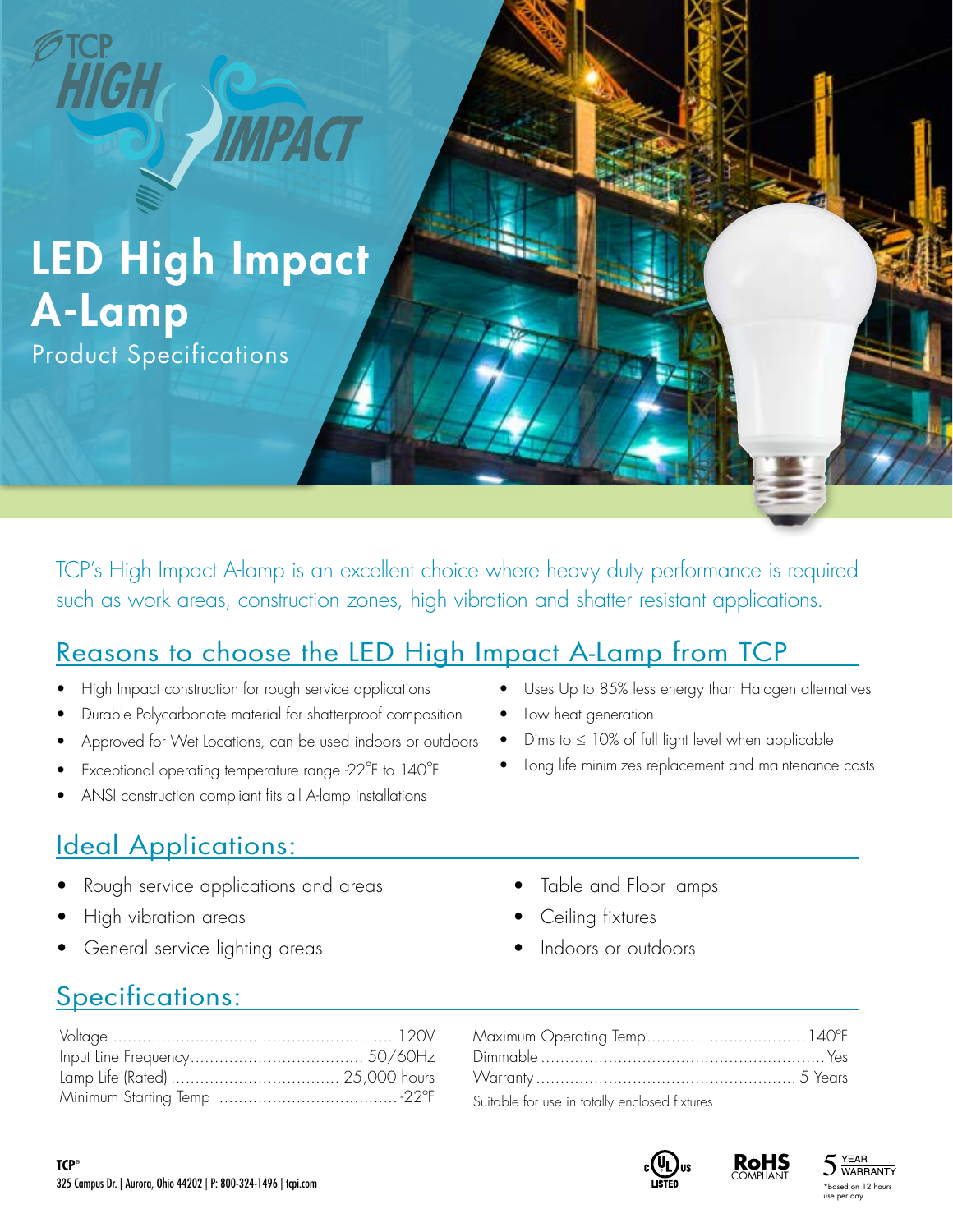# LED High Impact A-Lamp

Product Specifications

TCP's High Impact A-lamp is an excellent choice where heavy duty performance is required such as work areas, construction zones, high vibration and shatter resistant applications.

## Reasons to choose the LED High Impact A-Lamp from TCP

- High Impact construction for rough service applications
- Durable Polycarbonate material for shatterproof composition
- Approved for Wet Locations, can be used indoors or outdoors
- Exceptional operating temperature range -22°F to 140°F
- ANSI construction compliant fits all A-lamp installations
- Uses Up to 85% less energy than Halogen alternatives
- Low heat generation
- Dims to ≤ 10% of full light level when applicable
- Long life minimizes replacement and maintenance costs

## Ideal Applications:

- Rough service applications and areas
- High vibration areas
- General service lighting areas
- Table and Floor lamps
- Ceiling fixtures
- Indoors or outdoors

## Specifications:

| Specification | Value |
|---|---|
| Voltage | 120V |
| Input Line Frequency | 50/60Hz |
| Lamp Life (Rated) | 25,000 hours |
| Minimum Starting Temp | -22°F |
| Maximum Operating Temp | 140°F |
| Dimmable | Yes |
| Warranty | 5 Years |

Suitable for use in totally enclosed fixtures

**TCP®**
325 Campus Dr. | Aurora, Ohio 44202 | P: 800-324-1496 | tcpi.com

c UL us LISTED

RoHS COMPLIANT

5 YEAR WARRANTY
*Based on 12 hours use per day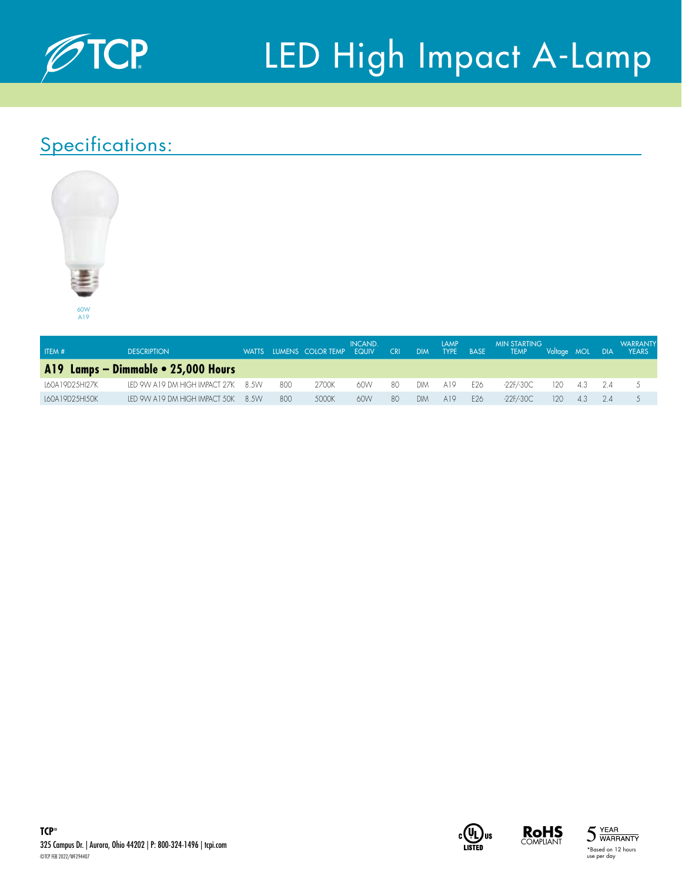# LED High Impact A-Lamp

## Specifications:

60W
A19

| ITEM # | DESCRIPTION | WATTS | LUMENS | COLOR TEMP | INCAND. EQUIV | CRI | DIM | LAMP TYPE | BASE | MIN STARTING TEMP | Voltage | MOL | DIA | WARRANTY YEARS |
|---|---|---|---|---|---|---|---|---|---|---|---|---|---|---|
| **A19 Lamps – Dimmable • 25,000 Hours** | | | | | | | | | | | | | | |
| L60A19D25HI27K | LED 9W A19 DM HIGH IMPACT 27K | 8.5W | 800 | 2700K | 60W | 80 | DIM | A19 | E26 | -22F/-30C | 120 | 4.3 | 2.4 | 5 |
| L60A19D25HI50K | LED 9W A19 DM HIGH IMPACT 50K | 8.5W | 800 | 5000K | 60W | 80 | DIM | A19 | E26 | -22F/-30C | 120 | 4.3 | 2.4 | 5 |

**TCP®**
325 Campus Dr. | Aurora, Ohio 44202 | P: 800-324-1496 | tcpi.com
©TCP FEB 2022/WF294407

c UL us LISTED

RoHS COMPLIANT

5 YEAR WARRANTY
*Based on 12 hours use per day